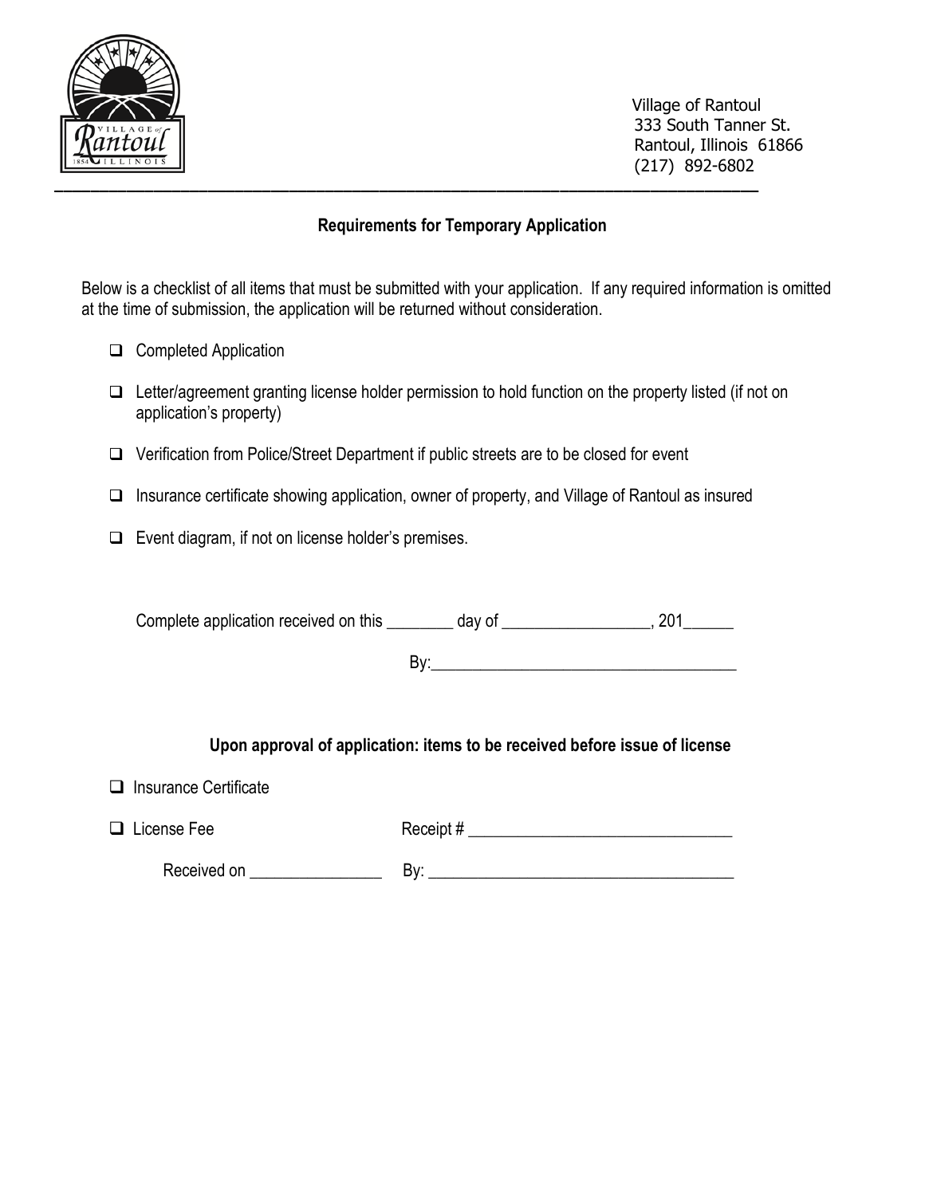Village of Rantoul
333 South Tanner St.
Rantoul, Illinois 61866
(217) 892-6802

## Requirements for Temporary Application

Below is a checklist of all items that must be submitted with your application. If any required information is omitted at the time of submission, the application will be returned without consideration.

- ☐ Completed Application
- ☐ Letter/agreement granting license holder permission to hold function on the property listed (if not on application's property)
- ☐ Verification from Police/Street Department if public streets are to be closed for event
- ☐ Insurance certificate showing application, owner of property, and Village of Rantoul as insured
- ☐ Event diagram, if not on license holder's premises.

Complete application received on this ________ day of _________________, 201______

By:____________________________________

### Upon approval of application: items to be received before issue of license

- ☐ Insurance Certificate
- ☐ License Fee  Receipt # _______________________________

Received on _______________  By: ____________________________________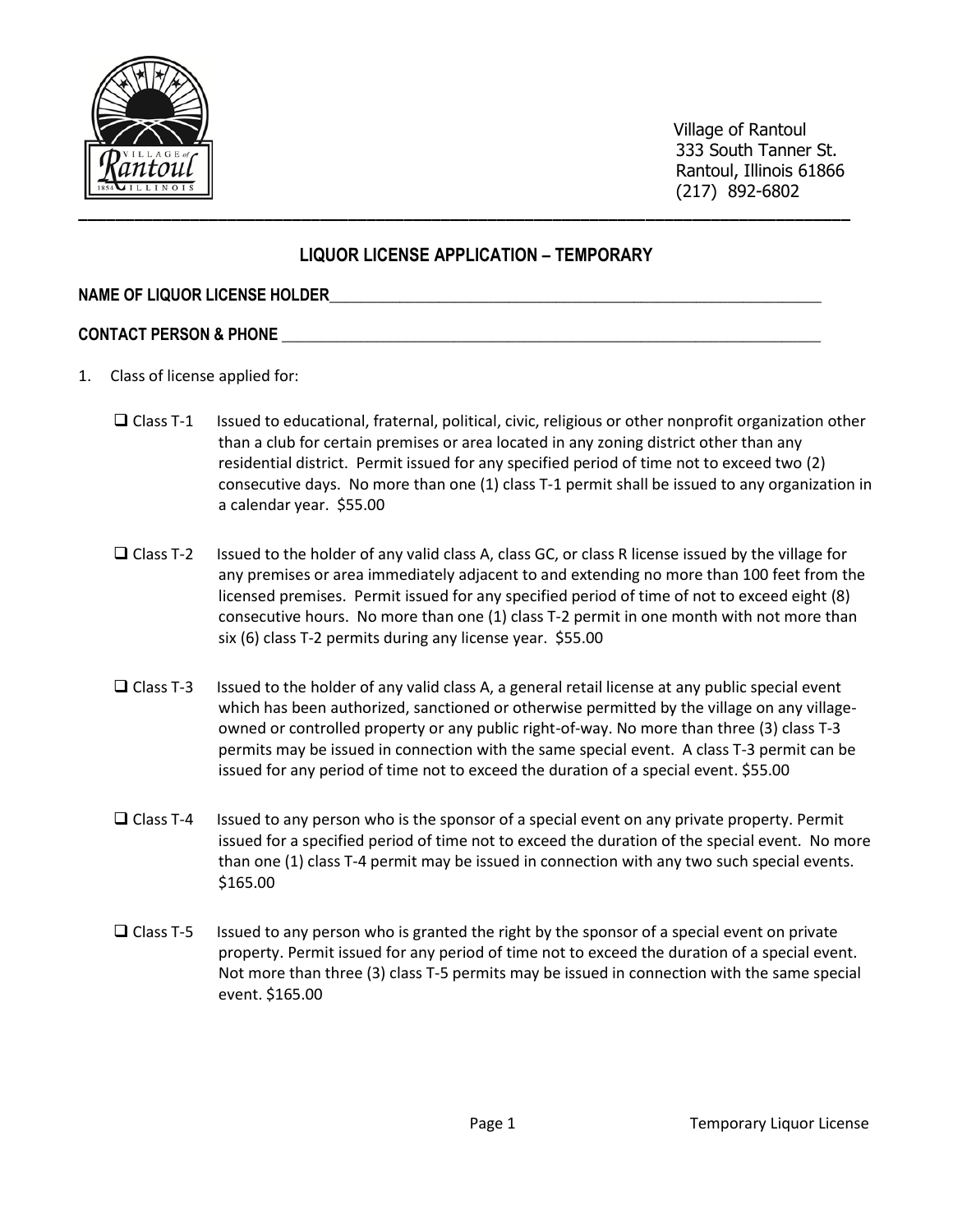Village of Rantoul
333 South Tanner St.
Rantoul, Illinois 61866
(217) 892-6802

## LIQUOR LICENSE APPLICATION – TEMPORARY

**NAME OF LIQUOR LICENSE HOLDER**_______________________________________________________________

**CONTACT PERSON & PHONE** _______________________________________________________________

1. Class of license applied for:

   - ❑ Class T-1 Issued to educational, fraternal, political, civic, religious or other nonprofit organization other than a club for certain premises or area located in any zoning district other than any residential district. Permit issued for any specified period of time not to exceed two (2) consecutive days. No more than one (1) class T-1 permit shall be issued to any organization in a calendar year. $55.00

   - ❑ Class T-2 Issued to the holder of any valid class A, class GC, or class R license issued by the village for any premises or area immediately adjacent to and extending no more than 100 feet from the licensed premises. Permit issued for any specified period of time of not to exceed eight (8) consecutive hours. No more than one (1) class T-2 permit in one month with not more than six (6) class T-2 permits during any license year. $55.00

   - ❑ Class T-3 Issued to the holder of any valid class A, a general retail license at any public special event which has been authorized, sanctioned or otherwise permitted by the village on any village-owned or controlled property or any public right-of-way. No more than three (3) class T-3 permits may be issued in connection with the same special event. A class T-3 permit can be issued for any period of time not to exceed the duration of a special event. $55.00

   - ❑ Class T-4 Issued to any person who is the sponsor of a special event on any private property. Permit issued for a specified period of time not to exceed the duration of the special event. No more than one (1) class T-4 permit may be issued in connection with any two such special events. $165.00

   - ❑ Class T-5 Issued to any person who is granted the right by the sponsor of a special event on private property. Permit issued for any period of time not to exceed the duration of a special event. Not more than three (3) class T-5 permits may be issued in connection with the same special event. $165.00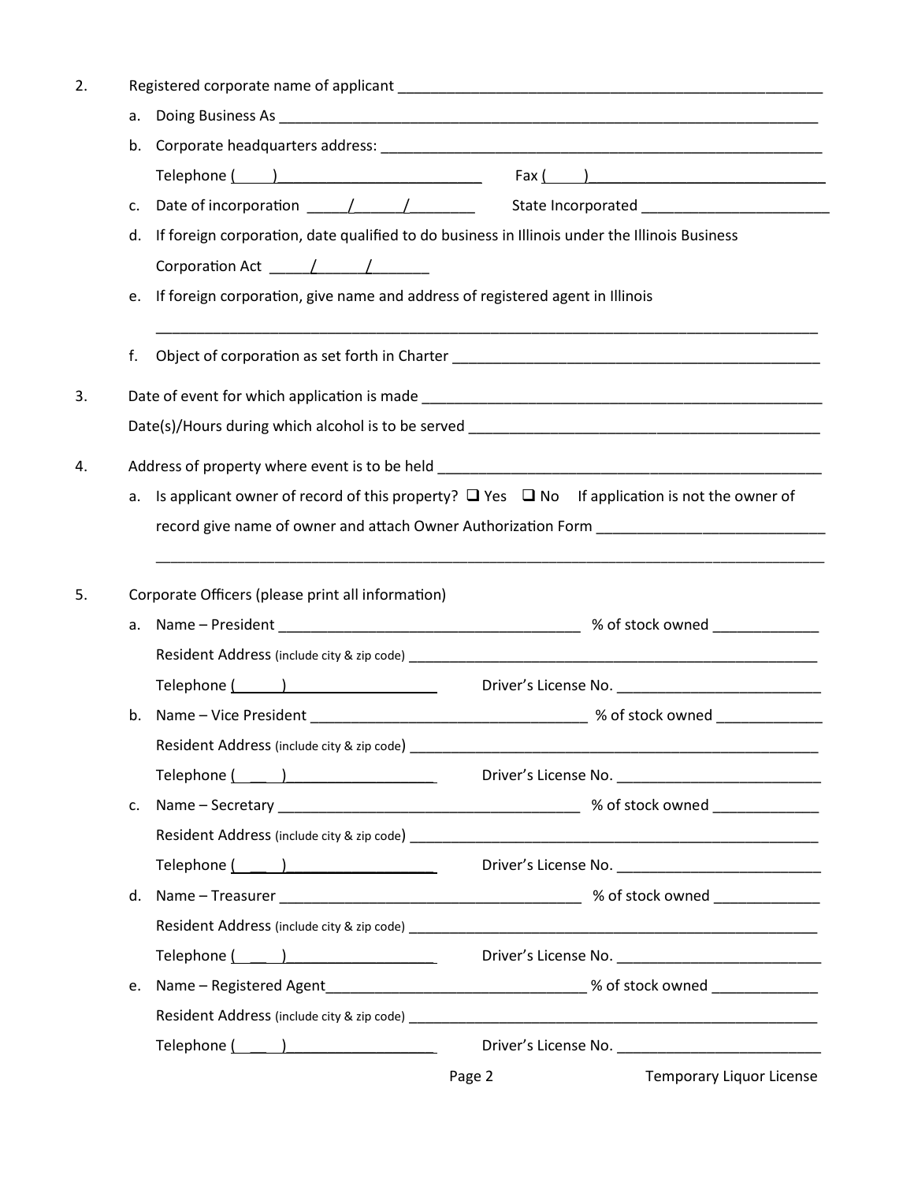2. Registered corporate name of applicant ____________________________________________________

   a. Doing Business As ______________________________________________________________

   b. Corporate headquarters address: _____________________________________________________

      Telephone (____)________________________ Fax (____)____________________________

   c. Date of incorporation _____/______/________ State Incorporated _______________________

   d. If foreign corporation, date qualified to do business in Illinois under the Illinois Business Corporation Act _____/______/_______

   e. If foreign corporation, give name and address of registered agent in Illinois

      ___________________________________________________________________________________

   f. Object of corporation as set forth in Charter _____________________________________________

3. Date of event for which application is made ________________________________________________

   Date(s)/Hours during which alcohol is to be served ____________________________________________

4. Address of property where event is to be held ______________________________________________

   a. Is applicant owner of record of this property? ❑ Yes ❑ No If application is not the owner of record give name of owner and attach Owner Authorization Form ___________________________

      ___________________________________________________________________________________

5. Corporate Officers (please print all information)

   a. Name – President _____________________________________ % of stock owned _____________

      Resident Address (include city & zip code) ______________________________________________

      Telephone (______)___________________ Driver's License No. __________________________

   b. Name – Vice President __________________________________ % of stock owned _____________

      Resident Address (include city & zip code) ______________________________________________

      Telephone (______)___________________ Driver's License No. __________________________

   c. Name – Secretary _____________________________________ % of stock owned _____________

      Resident Address (include city & zip code) ______________________________________________

      Telephone (______)___________________ Driver's License No. __________________________

   d. Name – Treasurer _____________________________________ % of stock owned _____________

      Resident Address (include city & zip code) ______________________________________________

      Telephone (______)___________________ Driver's License No. __________________________

   e. Name – Registered Agent________________________________ % of stock owned _____________

      Resident Address (include city & zip code) ______________________________________________

      Telephone (______)___________________ Driver's License No. __________________________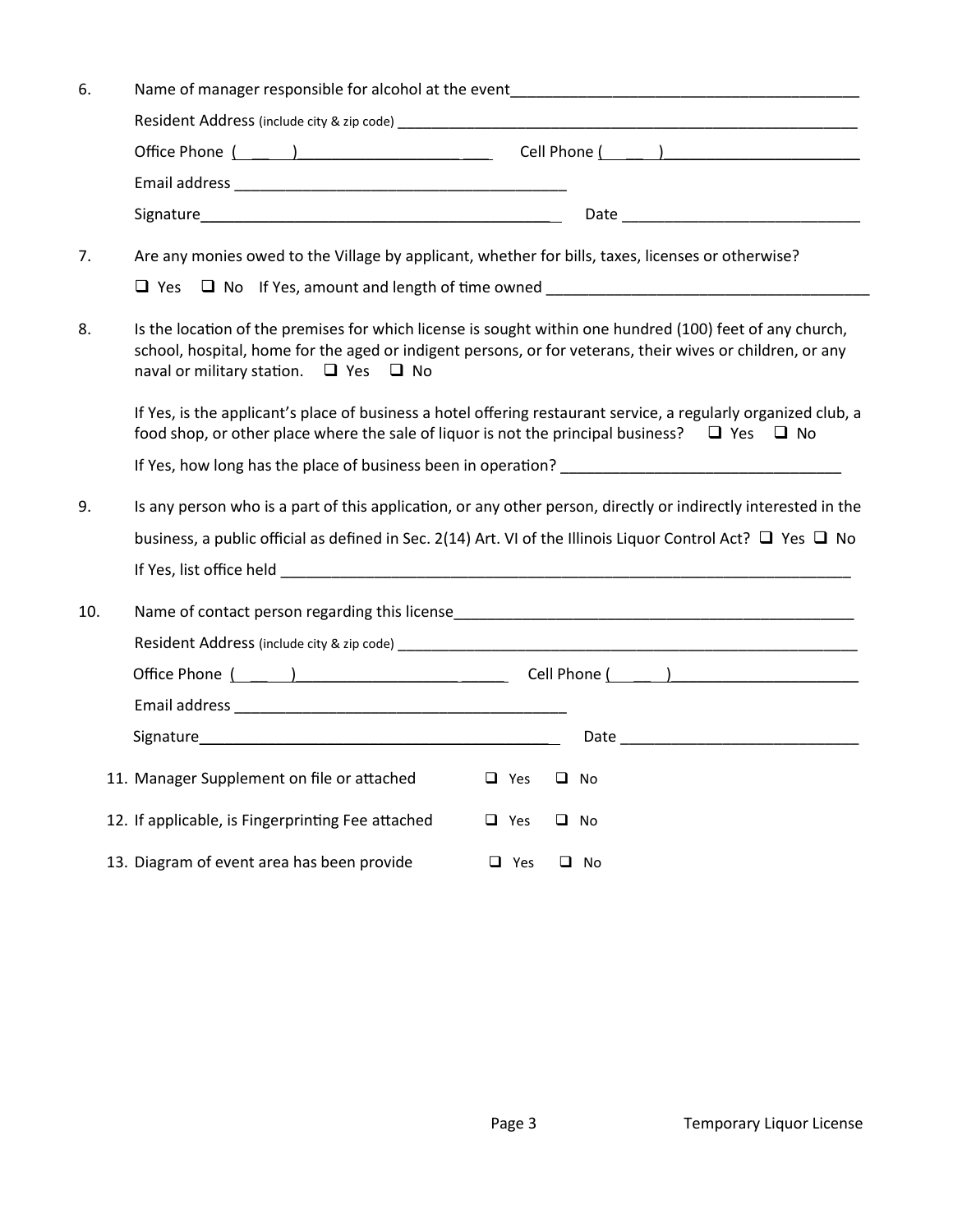6. Name of manager responsible for alcohol at the event_________________________________________

   Resident Address (include city & zip code) ________________________________________________________

   Office Phone ( ___ )_______________________ Cell Phone ( ___ )_______________________

   Email address _________________________________________

   Signature___________________________________________ Date ____________________________

7. Are any monies owed to the Village by applicant, whether for bills, taxes, licenses or otherwise?

   ❑ Yes ❑ No If Yes, amount and length of time owned ______________________________________

8. Is the location of the premises for which license is sought within one hundred (100) feet of any church, school, hospital, home for the aged or indigent persons, or for veterans, their wives or children, or any naval or military station. ❑ Yes ❑ No

   If Yes, is the applicant's place of business a hotel offering restaurant service, a regularly organized club, a food shop, or other place where the sale of liquor is not the principal business? ❑ Yes ❑ No

   If Yes, how long has the place of business been in operation? _________________________________

9. Is any person who is a part of this application, or any other person, directly or indirectly interested in the business, a public official as defined in Sec. 2(14) Art. VI of the Illinois Liquor Control Act? ❑ Yes ❑ No

   If Yes, list office held ______________________________________________________________________

10. Name of contact person regarding this license_________________________________________________

    Resident Address (include city & zip code) ________________________________________________________

    Office Phone ( ___ )_______________________ Cell Phone ( ___ )_______________________

    Email address _________________________________________

    Signature___________________________________________ Date ____________________________

11. Manager Supplement on file or attached ❑ Yes ❑ No

12. If applicable, is Fingerprinting Fee attached ❑ Yes ❑ No

13. Diagram of event area has been provide ❑ Yes ❑ No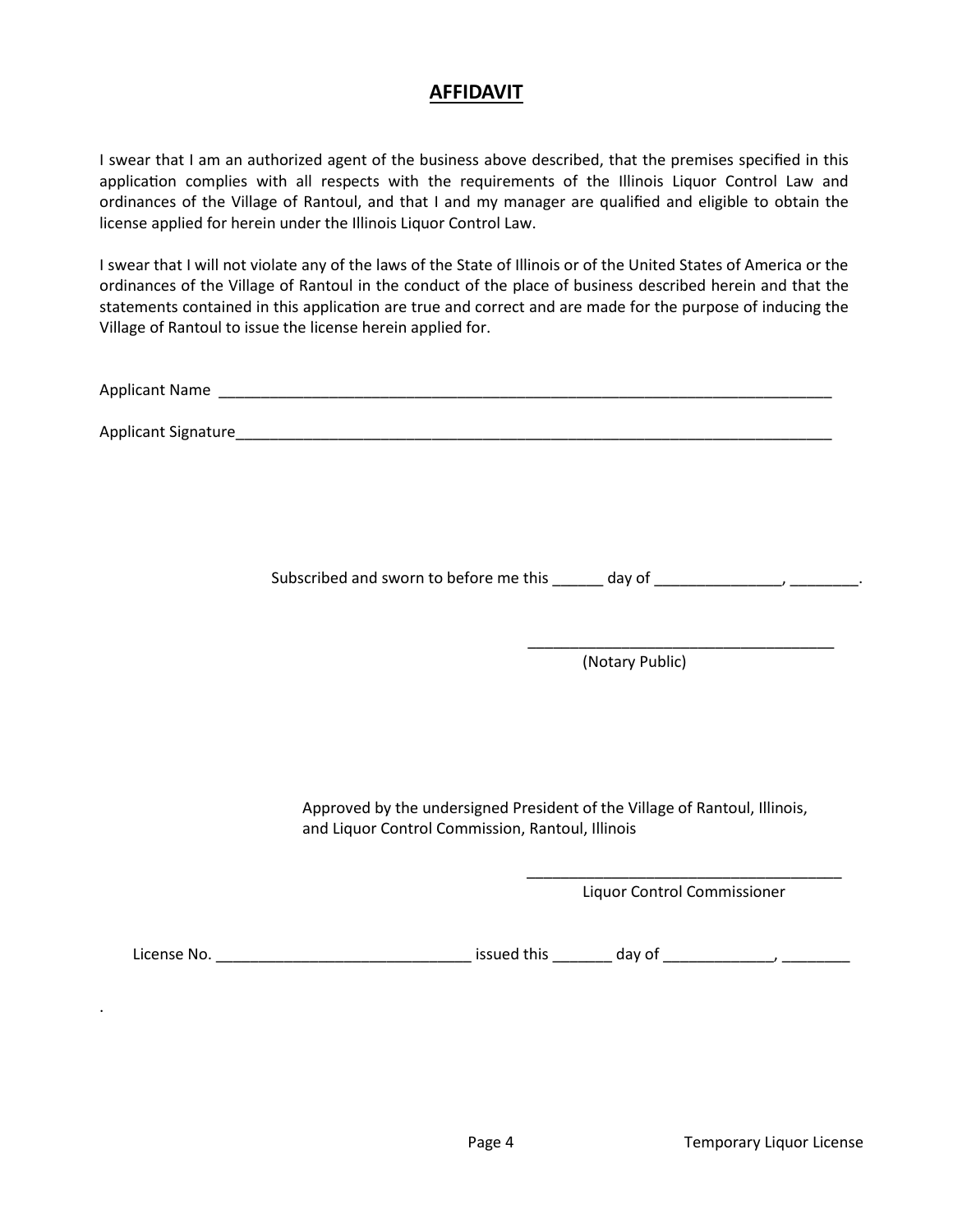# AFFIDAVIT

I swear that I am an authorized agent of the business above described, that the premises specified in this application complies with all respects with the requirements of the Illinois Liquor Control Law and ordinances of the Village of Rantoul, and that I and my manager are qualified and eligible to obtain the license applied for herein under the Illinois Liquor Control Law.

I swear that I will not violate any of the laws of the State of Illinois or of the United States of America or the ordinances of the Village of Rantoul in the conduct of the place of business described herein and that the statements contained in this application are true and correct and are made for the purpose of inducing the Village of Rantoul to issue the license herein applied for.

Applicant Name ___________________________________________________________________________

Applicant Signature_________________________________________________________________________

Subscribed and sworn to before me this ______ day of _______________, ________.

_____________________________________
(Notary Public)

Approved by the undersigned President of the Village of Rantoul, Illinois, and Liquor Control Commission, Rantoul, Illinois

______________________________________
Liquor Control Commissioner

License No. ______________________________ issued this _______ day of _____________, ________

.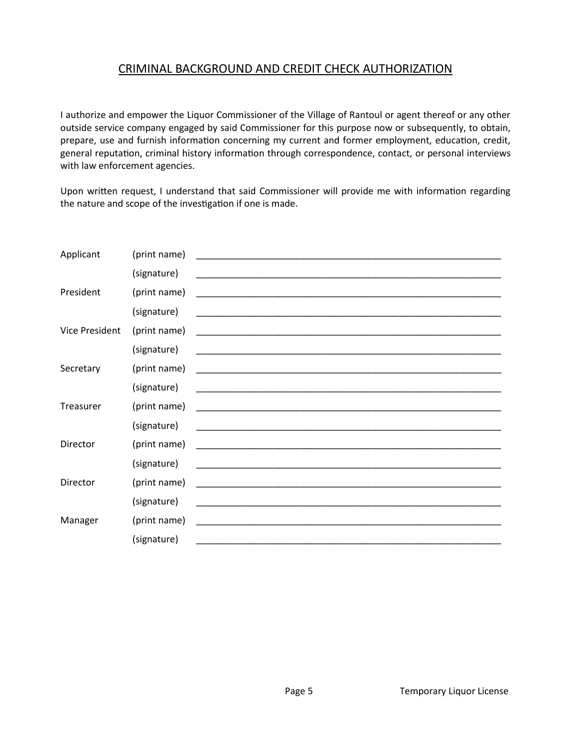## CRIMINAL BACKGROUND AND CREDIT CHECK AUTHORIZATION

I authorize and empower the Liquor Commissioner of the Village of Rantoul or agent thereof or any other outside service company engaged by said Commissioner for this purpose now or subsequently, to obtain, prepare, use and furnish information concerning my current and former employment, education, credit, general reputation, criminal history information through correspondence, contact, or personal interviews with law enforcement agencies.

Upon written request, I understand that said Commissioner will provide me with information regarding the nature and scope of the investigation if one is made.

| | | |
|---|---|---|
| Applicant | (print name) | ______________________________ |
| | (signature) | ______________________________ |
| President | (print name) | ______________________________ |
| | (signature) | ______________________________ |
| Vice President | (print name) | ______________________________ |
| | (signature) | ______________________________ |
| Secretary | (print name) | ______________________________ |
| | (signature) | ______________________________ |
| Treasurer | (print name) | ______________________________ |
| | (signature) | ______________________________ |
| Director | (print name) | ______________________________ |
| | (signature) | ______________________________ |
| Director | (print name) | ______________________________ |
| | (signature) | ______________________________ |
| Manager | (print name) | ______________________________ |
| | (signature) | ______________________________ |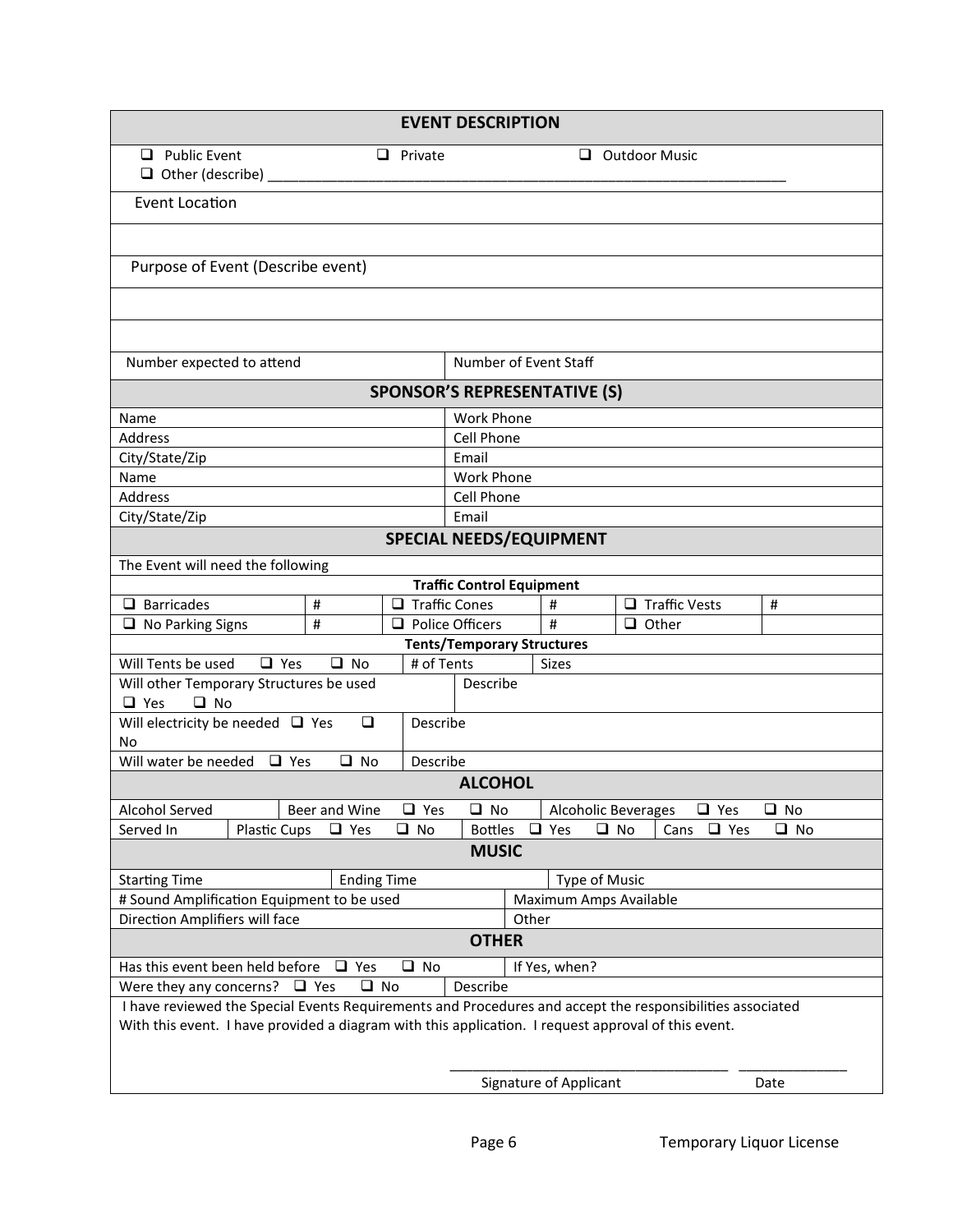## EVENT DESCRIPTION

❑ Public Event ❑ Private ❑ Outdoor Music
❑ Other (describe) ____________________________________________________________________

Event Location

Purpose of Event (Describe event)

| Number expected to attend | Number of Event Staff |
|---|---|

## SPONSOR'S REPRESENTATIVE (S)

| | |
|---|---|
| Name | Work Phone |
| Address | Cell Phone |
| City/State/Zip | Email |
| Name | Work Phone |
| Address | Cell Phone |
| City/State/Zip | Email |

## SPECIAL NEEDS/EQUIPMENT

The Event will need the following

**Traffic Control Equipment**

| | | | | | |
|---|---|---|---|---|---|
| ❑ Barricades | # | ❑ Traffic Cones | # | ❑ Traffic Vests | # |
| ❑ No Parking Signs | # | ❑ Police Officers | # | ❑ Other | |

**Tents/Temporary Structures**

| | | |
|---|---|---|
| Will Tents be used ❑ Yes ❑ No | # of Tents | Sizes |
| Will other Temporary Structures be used ❑ Yes ❑ No | Describe | |
| Will electricity be needed ❑ Yes ❑ No | Describe | |
| Will water be needed ❑ Yes ❑ No | Describe | |

## ALCOHOL

| | | | |
|---|---|---|---|
| Alcohol Served | Beer and Wine ❑ Yes ❑ No | Alcoholic Beverages ❑ Yes ❑ No | |
| Served In | Plastic Cups ❑ Yes ❑ No | Bottles ❑ Yes ❑ No | Cans ❑ Yes ❑ No |

## MUSIC

| | | |
|---|---|---|
| Starting Time | Ending Time | Type of Music |
| # Sound Amplification Equipment to be used | | Maximum Amps Available |
| Direction Amplifiers will face | | Other |

## OTHER

| | |
|---|---|
| Has this event been held before ❑ Yes ❑ No | If Yes, when? |
| Were they any concerns? ❑ Yes ❑ No | Describe |

I have reviewed the Special Events Requirements and Procedures and accept the responsibilities associated With this event. I have provided a diagram with this application. I request approval of this event.

_________________________________ ______________
Signature of Applicant Date

Temporary Liquor License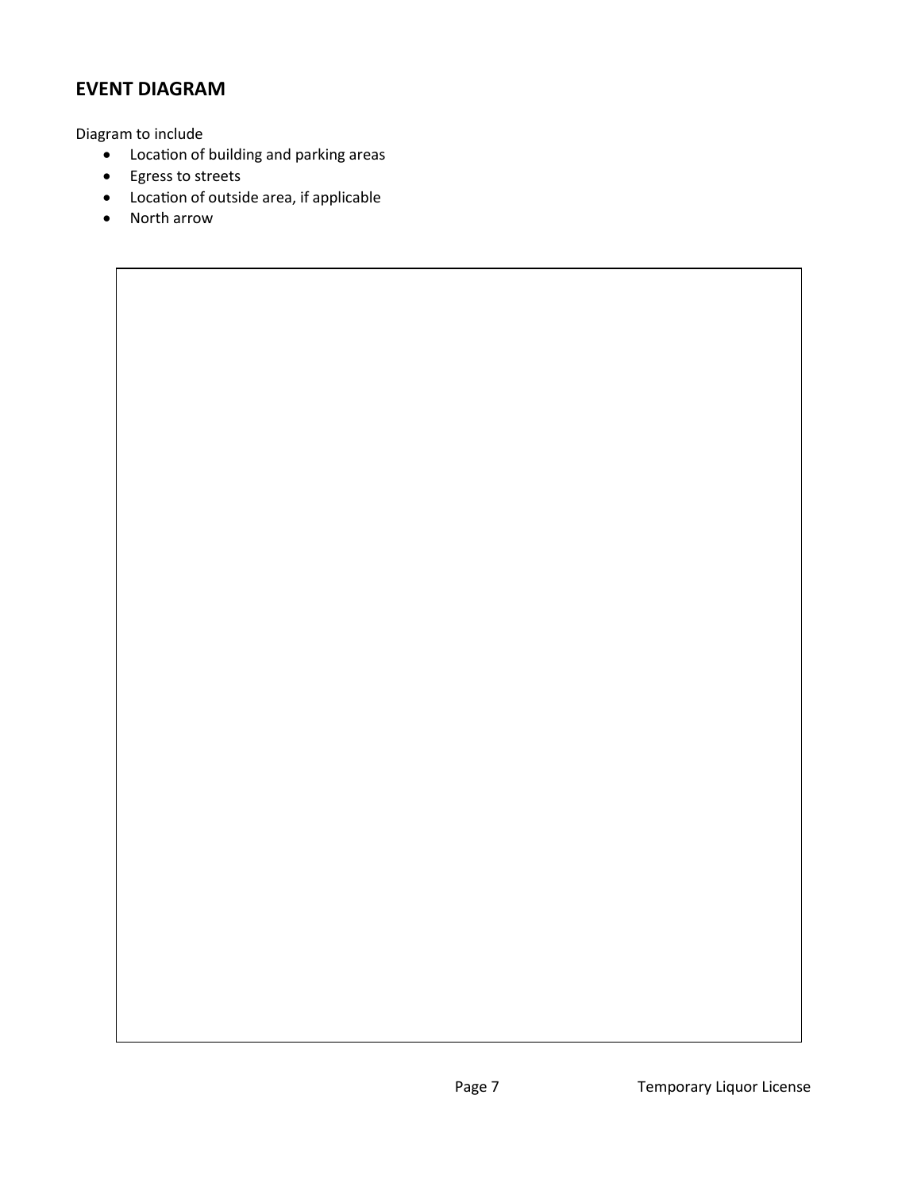## EVENT DIAGRAM

Diagram to include

- Location of building and parking areas
- Egress to streets
- Location of outside area, if applicable
- North arrow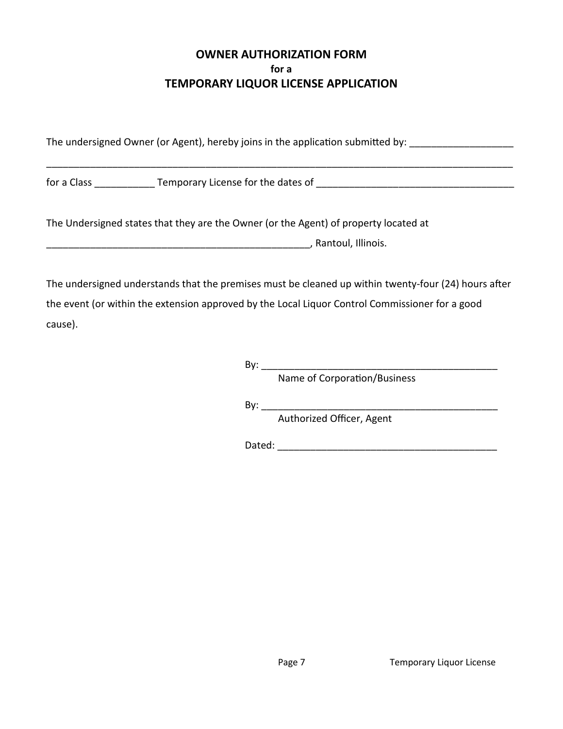# OWNER AUTHORIZATION FORM
**for a**
# TEMPORARY LIQUOR LICENSE APPLICATION

The undersigned Owner (or Agent), hereby joins in the application submitted by: ___________________

_____________________________________________________________________________________

for a Class ___________ Temporary License for the dates of _____________________________________

The Undersigned states that they are the Owner (or the Agent) of property located at

__________________________________________________, Rantoul, Illinois.

The undersigned understands that the premises must be cleaned up within twenty-four (24) hours after the event (or within the extension approved by the Local Liquor Control Commissioner for a good cause).

By: _____________________________________________
Name of Corporation/Business

By: _____________________________________________
Authorized Officer, Agent

Dated: __________________________________________